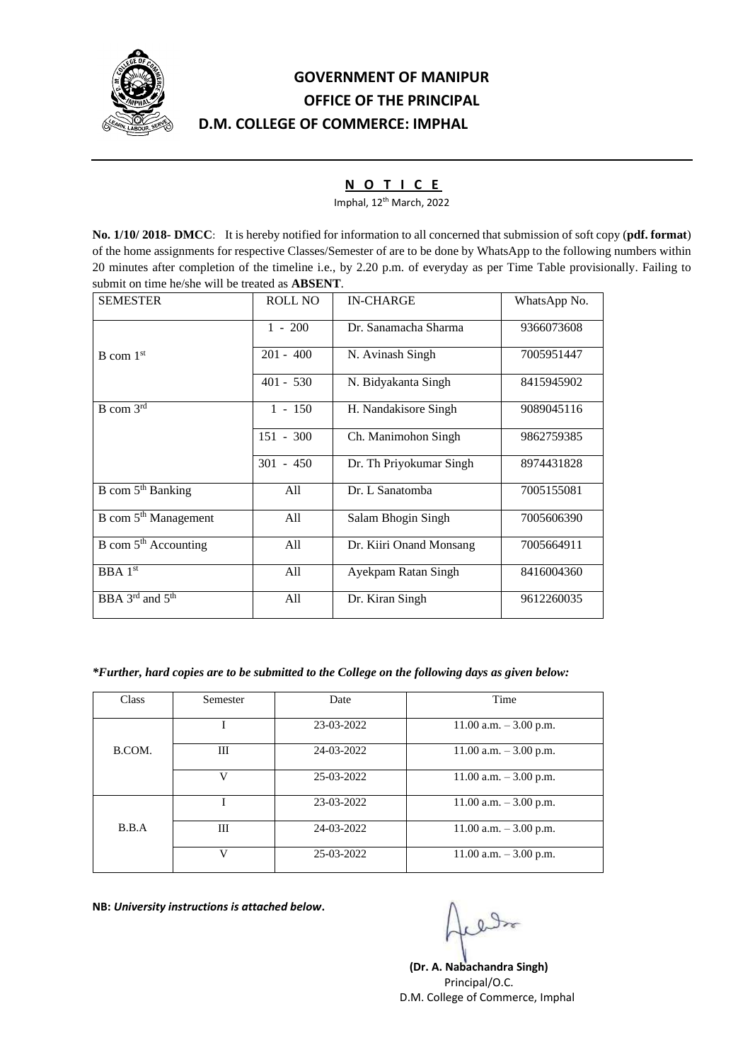# GOVERNMENT OF MANIPUR
## OFFICE OF THE PRINCIPAL
## D.M. COLLEGE OF COMMERCE: IMPHAL

---

**N O T I C E**

Imphal, 12th March, 2022

**No. 1/10/ 2018- DMCC**: It is hereby notified for information to all concerned that submission of soft copy (**pdf. format**) of the home assignments for respective Classes/Semester of are to be done by WhatsApp to the following numbers within 20 minutes after completion of the timeline i.e., by 2.20 p.m. of everyday as per Time Table provisionally. Failing to submit on time he/she will be treated as **ABSENT**.

| SEMESTER | ROLL NO | IN-CHARGE | WhatsApp No. |
|---|---|---|---|
| B com 1st | 1 - 200 | Dr. Sanamacha Sharma | 9366073608 |
| | 201 - 400 | N. Avinash Singh | 7005951447 |
| | 401 - 530 | N. Bidyakanta Singh | 8415945902 |
| B com 3rd | 1 - 150 | H. Nandakisore Singh | 9089045116 |
| | 151 - 300 | Ch. Manimohon Singh | 9862759385 |
| | 301 - 450 | Dr. Th Priyokumar Singh | 8974431828 |
| B com 5th Banking | All | Dr. L Sanatomba | 7005155081 |
| B com 5th Management | All | Salam Bhogin Singh | 7005606390 |
| B com 5th Accounting | All | Dr. Kiiri Onand Monsang | 7005664911 |
| BBA 1st | All | Ayekpam Ratan Singh | 8416004360 |
| BBA 3rd and 5th | All | Dr. Kiran Singh | 9612260035 |

***Further, hard copies are to be submitted to the College on the following days as given below:***

| Class | Semester | Date | Time |
|---|---|---|---|
| B.COM. | I | 23-03-2022 | 11.00 a.m. – 3.00 p.m. |
| | III | 24-03-2022 | 11.00 a.m. – 3.00 p.m. |
| | V | 25-03-2022 | 11.00 a.m. – 3.00 p.m. |
| B.B.A | I | 23-03-2022 | 11.00 a.m. – 3.00 p.m. |
| | III | 24-03-2022 | 11.00 a.m. – 3.00 p.m. |
| | V | 25-03-2022 | 11.00 a.m. – 3.00 p.m. |

**NB:** ***University instructions is attached below*.**

**(Dr. A. Nabachandra Singh)**
Principal/O.C.
D.M. College of Commerce, Imphal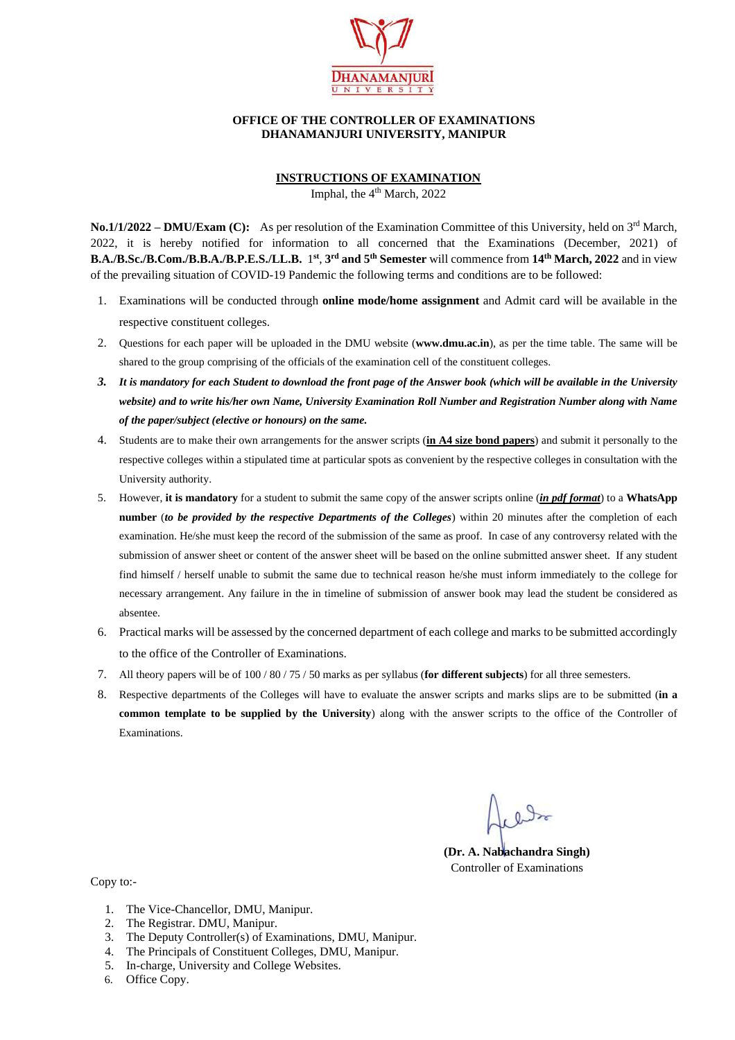DHANAMANJURI UNIVERSITY

**OFFICE OF THE CONTROLLER OF EXAMINATIONS**
**DHANAMANJURI UNIVERSITY, MANIPUR**

**INSTRUCTIONS OF EXAMINATION**

Imphal, the 4th March, 2022

**No.1/1/2022 – DMU/Exam (C):** As per resolution of the Examination Committee of this University, held on 3rd March, 2022, it is hereby notified for information to all concerned that the Examinations (December, 2021) of **B.A./B.Sc./B.Com./B.B.A./B.P.E.S./LL.B.** 1st, **3rd and 5th Semester** will commence from **14th March, 2022** and in view of the prevailing situation of COVID-19 Pandemic the following terms and conditions are to be followed:

1. Examinations will be conducted through **online mode/home assignment** and Admit card will be available in the respective constituent colleges.
2. Questions for each paper will be uploaded in the DMU website (**www.dmu.ac.in**), as per the time table. The same will be shared to the group comprising of the officials of the examination cell of the constituent colleges.
3. ***It is mandatory for each Student to download the front page of the Answer book (which will be available in the University website) and to write his/her own Name, University Examination Roll Number and Registration Number along with Name of the paper/subject (elective or honours) on the same.***
4. Students are to make their own arrangements for the answer scripts (**in A4 size bond papers**) and submit it personally to the respective colleges within a stipulated time at particular spots as convenient by the respective colleges in consultation with the University authority.
5. However, **it is mandatory** for a student to submit the same copy of the answer scripts online (***in pdf format***) to a **WhatsApp number** (***to be provided by the respective Departments of the Colleges***) within 20 minutes after the completion of each examination. He/she must keep the record of the submission of the same as proof. In case of any controversy related with the submission of answer sheet or content of the answer sheet will be based on the online submitted answer sheet. If any student find himself / herself unable to submit the same due to technical reason he/she must inform immediately to the college for necessary arrangement. Any failure in the in timeline of submission of answer book may lead the student be considered as absentee.
6. Practical marks will be assessed by the concerned department of each college and marks to be submitted accordingly to the office of the Controller of Examinations.
7. All theory papers will be of 100 / 80 / 75 / 50 marks as per syllabus (**for different subjects**) for all three semesters.
8. Respective departments of the Colleges will have to evaluate the answer scripts and marks slips are to be submitted (**in a common template to be supplied by the University**) along with the answer scripts to the office of the Controller of Examinations.

**(Dr. A. Nabachandra Singh)**
Controller of Examinations

Copy to:-

1. The Vice-Chancellor, DMU, Manipur.
2. The Registrar. DMU, Manipur.
3. The Deputy Controller(s) of Examinations, DMU, Manipur.
4. The Principals of Constituent Colleges, DMU, Manipur.
5. In-charge, University and College Websites.
6. Office Copy.